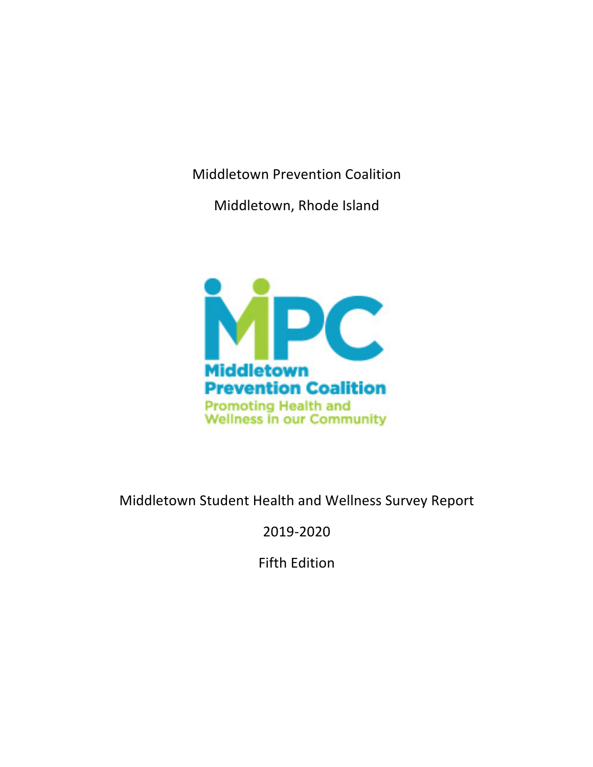Middletown Prevention Coalition

Middletown, Rhode Island

MPC
Middletown Prevention Coalition
Promoting Health and Wellness in our Community

Middletown Student Health and Wellness Survey Report

2019-2020

Fifth Edition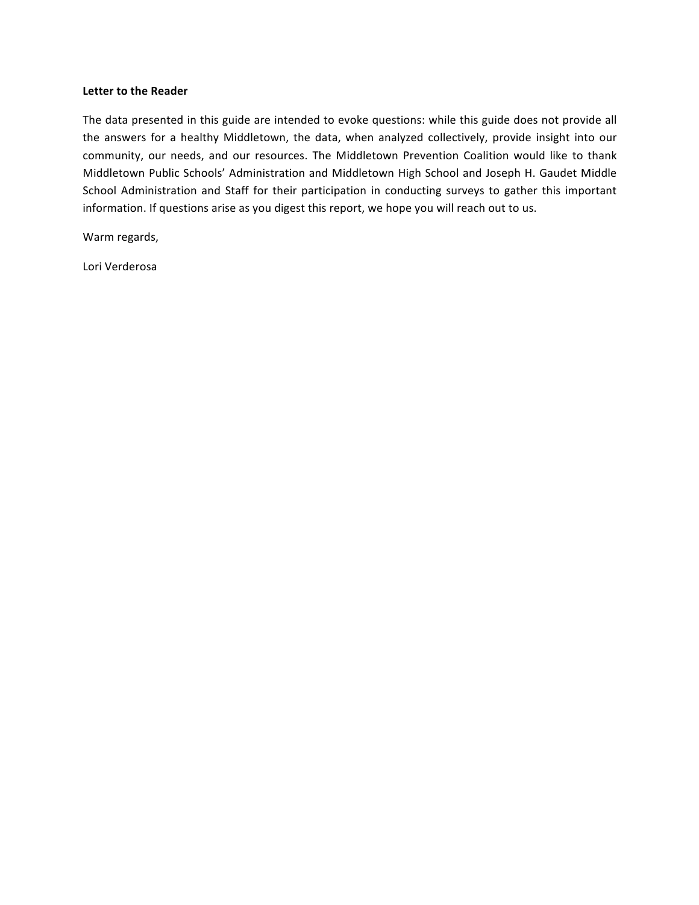**Letter to the Reader**

The data presented in this guide are intended to evoke questions: while this guide does not provide all the answers for a healthy Middletown, the data, when analyzed collectively, provide insight into our community, our needs, and our resources. The Middletown Prevention Coalition would like to thank Middletown Public Schools' Administration and Middletown High School and Joseph H. Gaudet Middle School Administration and Staff for their participation in conducting surveys to gather this important information. If questions arise as you digest this report, we hope you will reach out to us.

Warm regards,

Lori Verderosa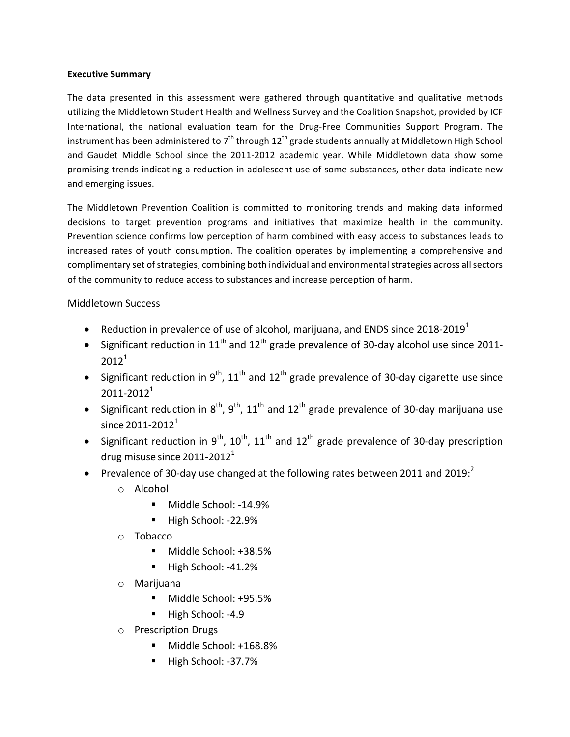**Executive Summary**

The data presented in this assessment were gathered through quantitative and qualitative methods utilizing the Middletown Student Health and Wellness Survey and the Coalition Snapshot, provided by ICF International, the national evaluation team for the Drug-Free Communities Support Program. The instrument has been administered to 7th through 12th grade students annually at Middletown High School and Gaudet Middle School since the 2011-2012 academic year. While Middletown data show some promising trends indicating a reduction in adolescent use of some substances, other data indicate new and emerging issues.

The Middletown Prevention Coalition is committed to monitoring trends and making data informed decisions to target prevention programs and initiatives that maximize health in the community. Prevention science confirms low perception of harm combined with easy access to substances leads to increased rates of youth consumption. The coalition operates by implementing a comprehensive and complimentary set of strategies, combining both individual and environmental strategies across all sectors of the community to reduce access to substances and increase perception of harm.

## Middletown Success

- Reduction in prevalence of use of alcohol, marijuana, and ENDS since 2018-2019[1]
- Significant reduction in 11th and 12th grade prevalence of 30-day alcohol use since 2011-2012[1]
- Significant reduction in 9th, 11th and 12th grade prevalence of 30-day cigarette use since 2011-2012[1]
- Significant reduction in 8th, 9th, 11th and 12th grade prevalence of 30-day marijuana use since 2011-2012[1]
- Significant reduction in 9th, 10th, 11th and 12th grade prevalence of 30-day prescription drug misuse since 2011-2012[1]
- Prevalence of 30-day use changed at the following rates between 2011 and 2019:[2]
  - Alcohol
    - Middle School: -14.9%
    - High School: -22.9%
  - Tobacco
    - Middle School: +38.5%
    - High School: -41.2%
  - Marijuana
    - Middle School: +95.5%
    - High School: -4.9
  - Prescription Drugs
    - Middle School: +168.8%
    - High School: -37.7%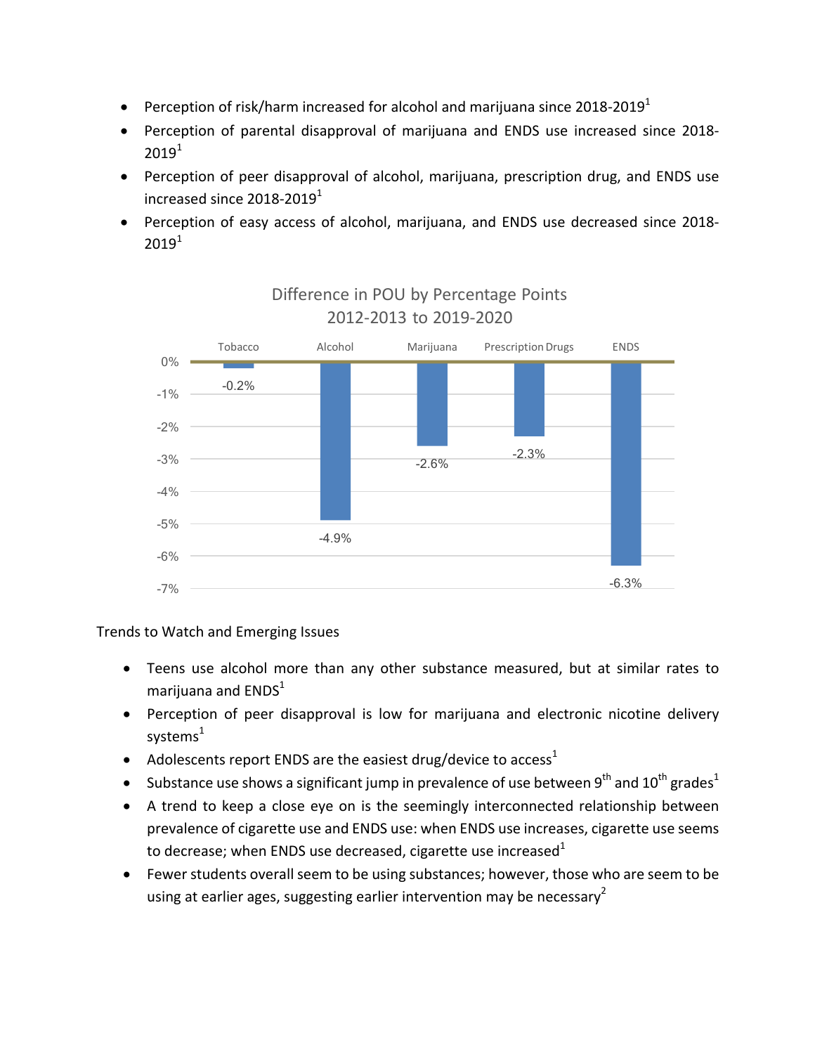- Perception of risk/harm increased for alcohol and marijuana since 2018-2019[1]
- Perception of parental disapproval of marijuana and ENDS use increased since 2018-2019[1]
- Perception of peer disapproval of alcohol, marijuana, prescription drug, and ENDS use increased since 2018-2019[1]
- Perception of easy access of alcohol, marijuana, and ENDS use decreased since 2018-2019[1]

Difference in POU by Percentage Points
2012-2013 to 2019-2020

| Tobacco | Alcohol | Marijuana | Prescription Drugs | ENDS |
|---|---|---|---|---|
| -0.2% | -4.9% | -2.6% | -2.3% | -6.3% |

Trends to Watch and Emerging Issues

- Teens use alcohol more than any other substance measured, but at similar rates to marijuana and ENDS[1]
- Perception of peer disapproval is low for marijuana and electronic nicotine delivery systems[1]
- Adolescents report ENDS are the easiest drug/device to access[1]
- Substance use shows a significant jump in prevalence of use between 9th and 10th grades[1]
- A trend to keep a close eye on is the seemingly interconnected relationship between prevalence of cigarette use and ENDS use: when ENDS use increases, cigarette use seems to decrease; when ENDS use decreased, cigarette use increased[1]
- Fewer students overall seem to be using substances; however, those who are seem to be using at earlier ages, suggesting earlier intervention may be necessary[2]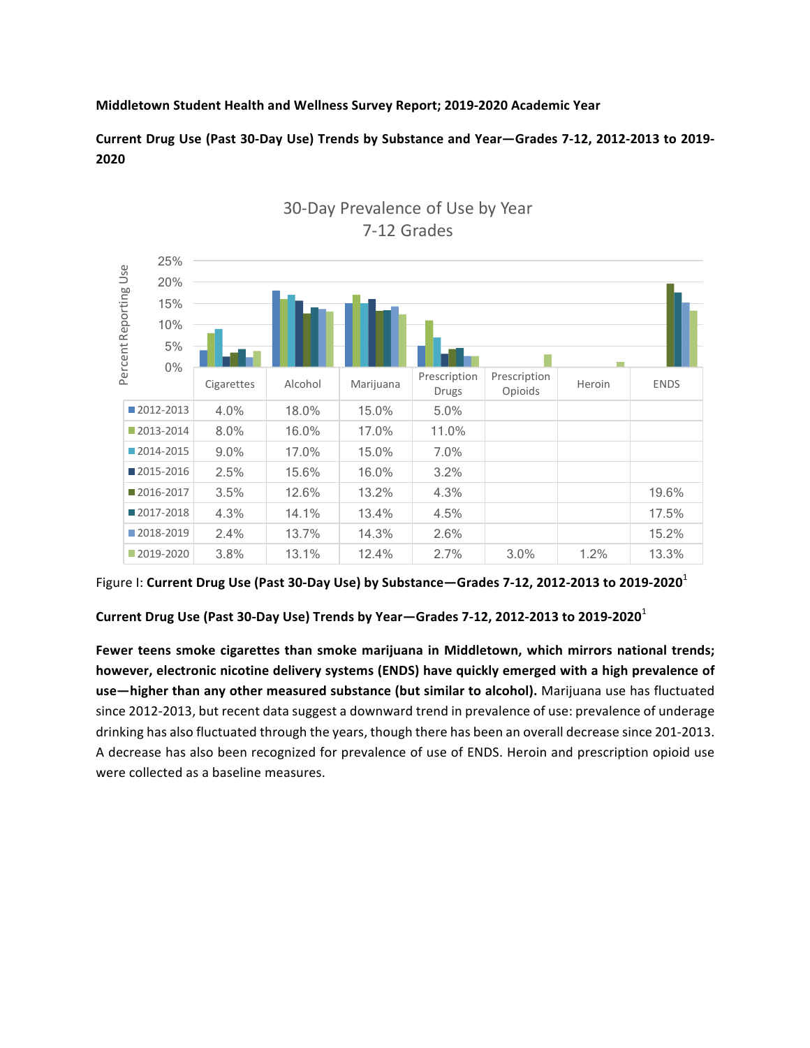**Middletown Student Health and Wellness Survey Report; 2019-2020 Academic Year**

**Current Drug Use (Past 30-Day Use) Trends by Substance and Year—Grades 7-12, 2012-2013 to 2019-2020**

30-Day Prevalence of Use by Year
7-12 Grades

| | Cigarettes | Alcohol | Marijuana | Prescription Drugs | Prescription Opioids | Heroin | ENDS |
|---|---|---|---|---|---|---|---|
| 2012-2013 | 4.0% | 18.0% | 15.0% | 5.0% | | | |
| 2013-2014 | 8.0% | 16.0% | 17.0% | 11.0% | | | |
| 2014-2015 | 9.0% | 17.0% | 15.0% | 7.0% | | | |
| 2015-2016 | 2.5% | 15.6% | 16.0% | 3.2% | | | |
| 2016-2017 | 3.5% | 12.6% | 13.2% | 4.3% | | | 19.6% |
| 2017-2018 | 4.3% | 14.1% | 13.4% | 4.5% | | | 17.5% |
| 2018-2019 | 2.4% | 13.7% | 14.3% | 2.6% | | | 15.2% |
| 2019-2020 | 3.8% | 13.1% | 12.4% | 2.7% | 3.0% | 1.2% | 13.3% |

Figure I: **Current Drug Use (Past 30-Day Use) by Substance—Grades 7-12, 2012-2013 to 2019-2020**[1]

**Current Drug Use (Past 30-Day Use) Trends by Year—Grades 7-12, 2012-2013 to 2019-2020**[1]

**Fewer teens smoke cigarettes than smoke marijuana in Middletown, which mirrors national trends; however, electronic nicotine delivery systems (ENDS) have quickly emerged with a high prevalence of use—higher than any other measured substance (but similar to alcohol).** Marijuana use has fluctuated since 2012-2013, but recent data suggest a downward trend in prevalence of use: prevalence of underage drinking has also fluctuated through the years, though there has been an overall decrease since 201-2013. A decrease has also been recognized for prevalence of use of ENDS. Heroin and prescription opioid use were collected as a baseline measures.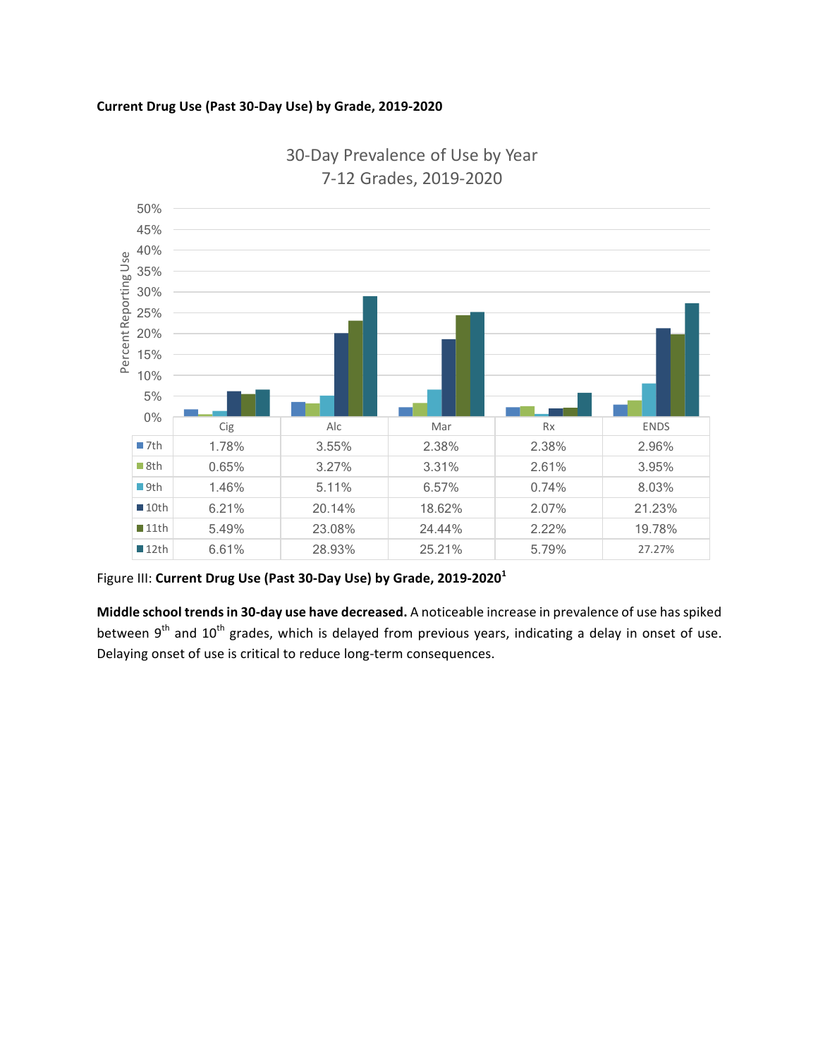**Current Drug Use (Past 30-Day Use) by Grade, 2019-2020**

30-Day Prevalence of Use by Year
7-12 Grades, 2019-2020

| | Cig | Alc | Mar | Rx | ENDS |
|---|---|---|---|---|---|
| 7th | 1.78% | 3.55% | 2.38% | 2.38% | 2.96% |
| 8th | 0.65% | 3.27% | 3.31% | 2.61% | 3.95% |
| 9th | 1.46% | 5.11% | 6.57% | 0.74% | 8.03% |
| 10th | 6.21% | 20.14% | 18.62% | 2.07% | 21.23% |
| 11th | 5.49% | 23.08% | 24.44% | 2.22% | 19.78% |
| 12th | 6.61% | 28.93% | 25.21% | 5.79% | 27.27% |

Figure III: **Current Drug Use (Past 30-Day Use) by Grade, 2019-2020**[1]

**Middle school trends in 30-day use have decreased.** A noticeable increase in prevalence of use has spiked between 9th and 10th grades, which is delayed from previous years, indicating a delay in onset of use. Delaying onset of use is critical to reduce long-term consequences.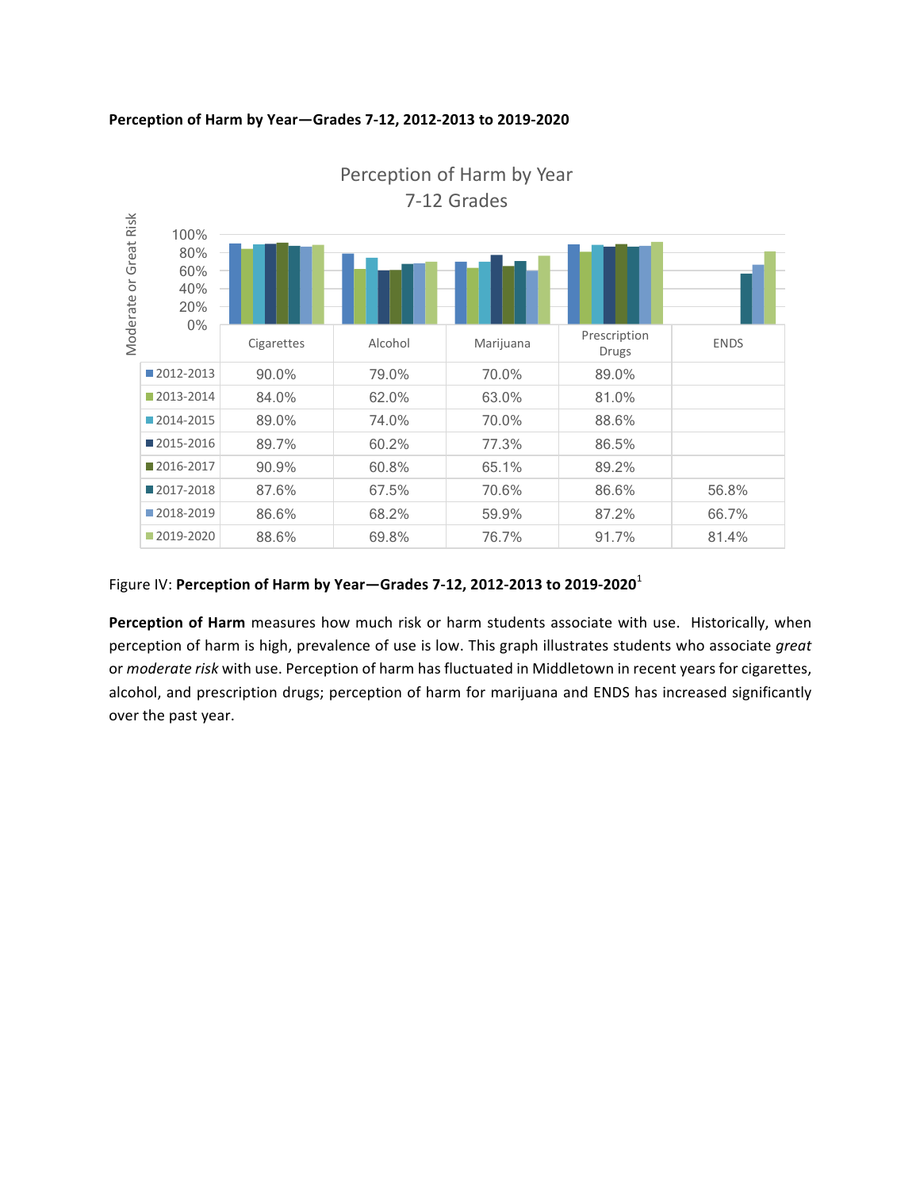**Perception of Harm by Year—Grades 7-12, 2012-2013 to 2019-2020**

Perception of Harm by Year
7-12 Grades

| | Cigarettes | Alcohol | Marijuana | Prescription Drugs | ENDS |
|---|---|---|---|---|---|
| 2012-2013 | 90.0% | 79.0% | 70.0% | 89.0% | |
| 2013-2014 | 84.0% | 62.0% | 63.0% | 81.0% | |
| 2014-2015 | 89.0% | 74.0% | 70.0% | 88.6% | |
| 2015-2016 | 89.7% | 60.2% | 77.3% | 86.5% | |
| 2016-2017 | 90.9% | 60.8% | 65.1% | 89.2% | |
| 2017-2018 | 87.6% | 67.5% | 70.6% | 86.6% | 56.8% |
| 2018-2019 | 86.6% | 68.2% | 59.9% | 87.2% | 66.7% |
| 2019-2020 | 88.6% | 69.8% | 76.7% | 91.7% | 81.4% |

Figure IV: **Perception of Harm by Year—Grades 7-12, 2012-2013 to 2019-2020**[1]

**Perception of Harm** measures how much risk or harm students associate with use. Historically, when perception of harm is high, prevalence of use is low. This graph illustrates students who associate *great* or *moderate risk* with use. Perception of harm has fluctuated in Middletown in recent years for cigarettes, alcohol, and prescription drugs; perception of harm for marijuana and ENDS has increased significantly over the past year.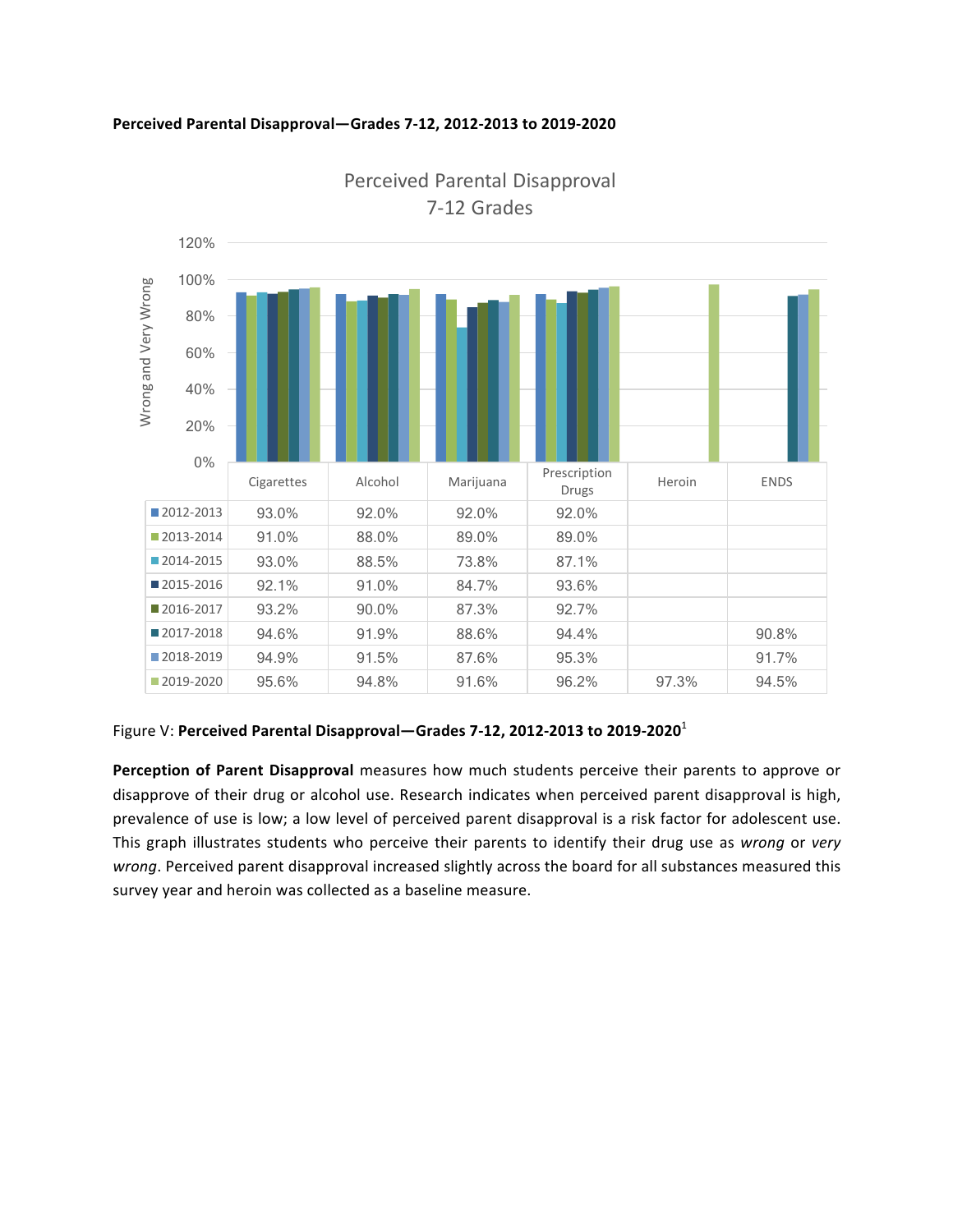**Perceived Parental Disapproval—Grades 7-12, 2012-2013 to 2019-2020**

Perceived Parental Disapproval
7-12 Grades

| | Cigarettes | Alcohol | Marijuana | Prescription Drugs | Heroin | ENDS |
|---|---|---|---|---|---|---|
| 2012-2013 | 93.0% | 92.0% | 92.0% | 92.0% | | |
| 2013-2014 | 91.0% | 88.0% | 89.0% | 89.0% | | |
| 2014-2015 | 93.0% | 88.5% | 73.8% | 87.1% | | |
| 2015-2016 | 92.1% | 91.0% | 84.7% | 93.6% | | |
| 2016-2017 | 93.2% | 90.0% | 87.3% | 92.7% | | |
| 2017-2018 | 94.6% | 91.9% | 88.6% | 94.4% | | 90.8% |
| 2018-2019 | 94.9% | 91.5% | 87.6% | 95.3% | | 91.7% |
| 2019-2020 | 95.6% | 94.8% | 91.6% | 96.2% | 97.3% | 94.5% |

Figure V: **Perceived Parental Disapproval—Grades 7-12, 2012-2013 to 2019-2020**[1]

**Perception of Parent Disapproval** measures how much students perceive their parents to approve or disapprove of their drug or alcohol use. Research indicates when perceived parent disapproval is high, prevalence of use is low; a low level of perceived parent disapproval is a risk factor for adolescent use. This graph illustrates students who perceive their parents to identify their drug use as *wrong* or *very wrong*. Perceived parent disapproval increased slightly across the board for all substances measured this survey year and heroin was collected as a baseline measure.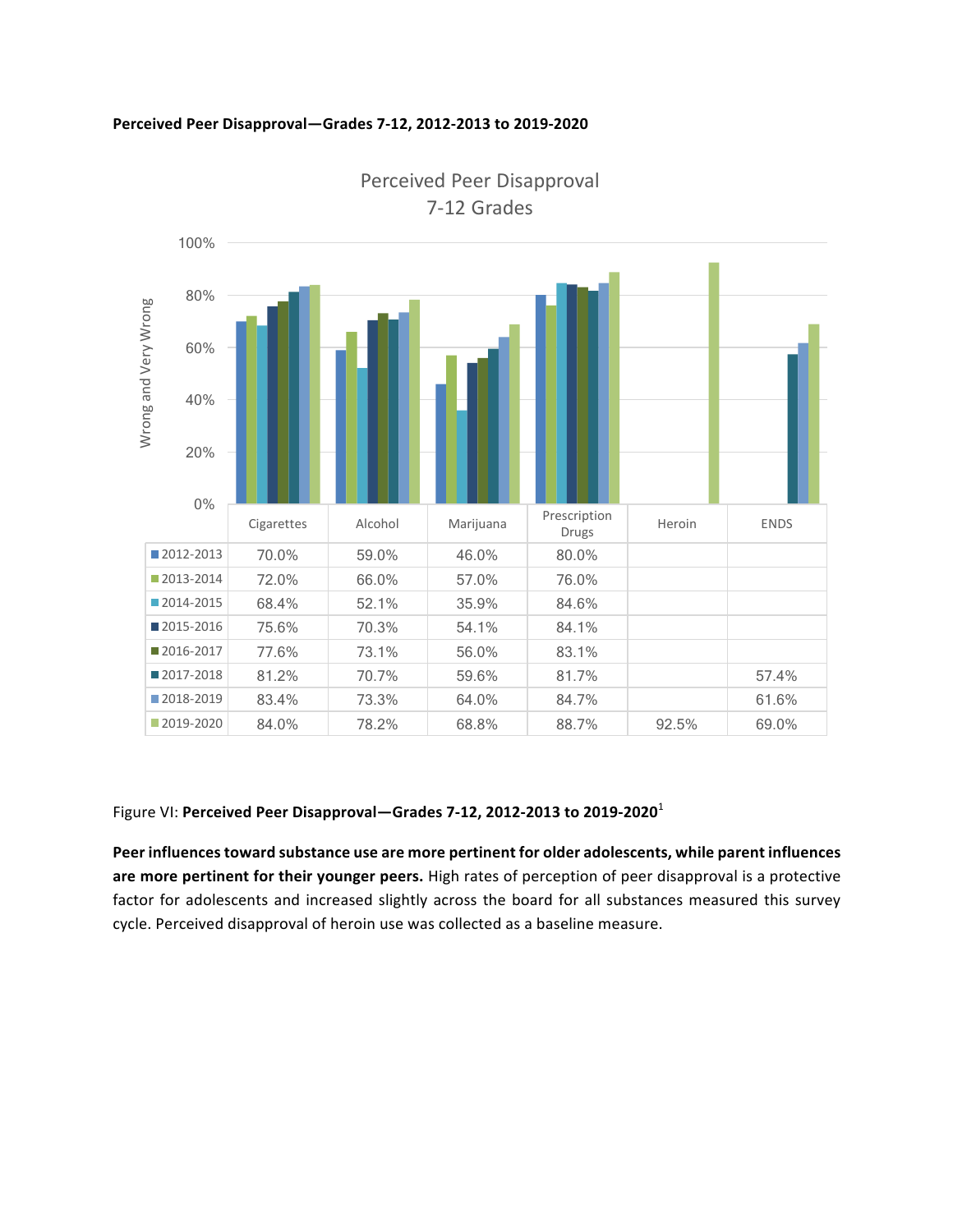**Perceived Peer Disapproval—Grades 7-12, 2012-2013 to 2019-2020**

Perceived Peer Disapproval
7-12 Grades

| | Cigarettes | Alcohol | Marijuana | Prescription Drugs | Heroin | ENDS |
|---|---|---|---|---|---|---|
| 2012-2013 | 70.0% | 59.0% | 46.0% | 80.0% | | |
| 2013-2014 | 72.0% | 66.0% | 57.0% | 76.0% | | |
| 2014-2015 | 68.4% | 52.1% | 35.9% | 84.6% | | |
| 2015-2016 | 75.6% | 70.3% | 54.1% | 84.1% | | |
| 2016-2017 | 77.6% | 73.1% | 56.0% | 83.1% | | |
| 2017-2018 | 81.2% | 70.7% | 59.6% | 81.7% | | 57.4% |
| 2018-2019 | 83.4% | 73.3% | 64.0% | 84.7% | | 61.6% |
| 2019-2020 | 84.0% | 78.2% | 68.8% | 88.7% | 92.5% | 69.0% |

Figure VI: **Perceived Peer Disapproval—Grades 7-12, 2012-2013 to 2019-2020**[1]

**Peer influences toward substance use are more pertinent for older adolescents, while parent influences are more pertinent for their younger peers.** High rates of perception of peer disapproval is a protective factor for adolescents and increased slightly across the board for all substances measured this survey cycle. Perceived disapproval of heroin use was collected as a baseline measure.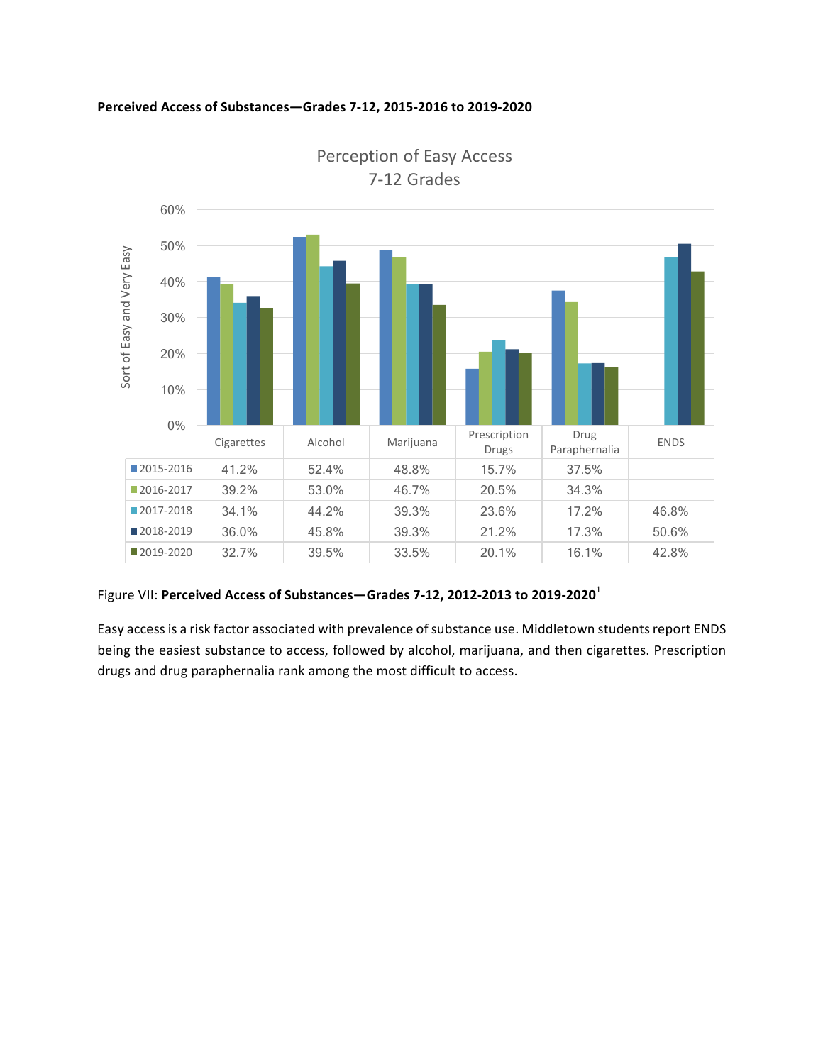**Perceived Access of Substances—Grades 7-12, 2015-2016 to 2019-2020**

Perception of Easy Access
7-12 Grades

|  | Cigarettes | Alcohol | Marijuana | Prescription Drugs | Drug Paraphernalia | ENDS |
|---|---|---|---|---|---|---|
| 2015-2016 | 41.2% | 52.4% | 48.8% | 15.7% | 37.5% |  |
| 2016-2017 | 39.2% | 53.0% | 46.7% | 20.5% | 34.3% |  |
| 2017-2018 | 34.1% | 44.2% | 39.3% | 23.6% | 17.2% | 46.8% |
| 2018-2019 | 36.0% | 45.8% | 39.3% | 21.2% | 17.3% | 50.6% |
| 2019-2020 | 32.7% | 39.5% | 33.5% | 20.1% | 16.1% | 42.8% |

Figure VII: **Perceived Access of Substances—Grades 7-12, 2012-2013 to 2019-2020**[1]

Easy access is a risk factor associated with prevalence of substance use. Middletown students report ENDS being the easiest substance to access, followed by alcohol, marijuana, and then cigarettes. Prescription drugs and drug paraphernalia rank among the most difficult to access.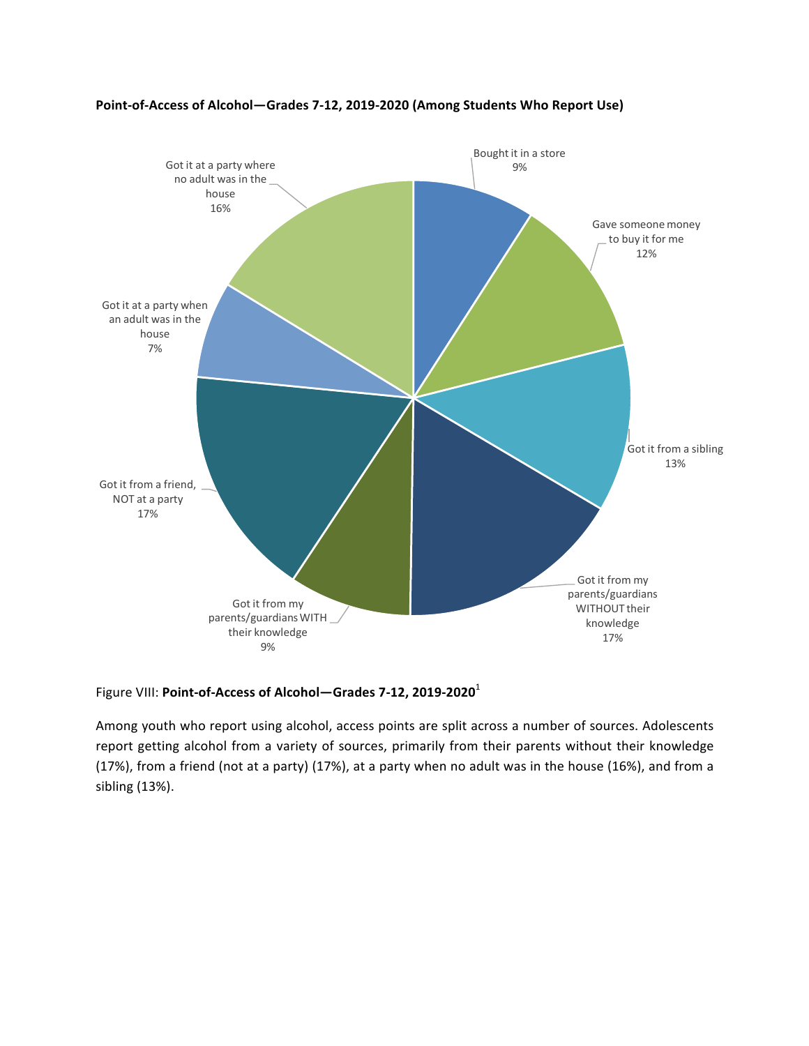**Point-of-Access of Alcohol—Grades 7-12, 2019-2020 (Among Students Who Report Use)**

| Source | Percent |
|---|---|
| Bought it in a store | 9% |
| Gave someone money to buy it for me | 12% |
| Got it from a sibling | 13% |
| Got it from my parents/guardians WITHOUT their knowledge | 17% |
| Got it from my parents/guardians WITH their knowledge | 9% |
| Got it from a friend, NOT at a party | 17% |
| Got it at a party when an adult was in the house | 7% |
| Got it at a party where no adult was in the house | 16% |

Figure VIII: **Point-of-Access of Alcohol—Grades 7-12, 2019-2020**[1]

Among youth who report using alcohol, access points are split across a number of sources. Adolescents report getting alcohol from a variety of sources, primarily from their parents without their knowledge (17%), from a friend (not at a party) (17%), at a party when no adult was in the house (16%), and from a sibling (13%).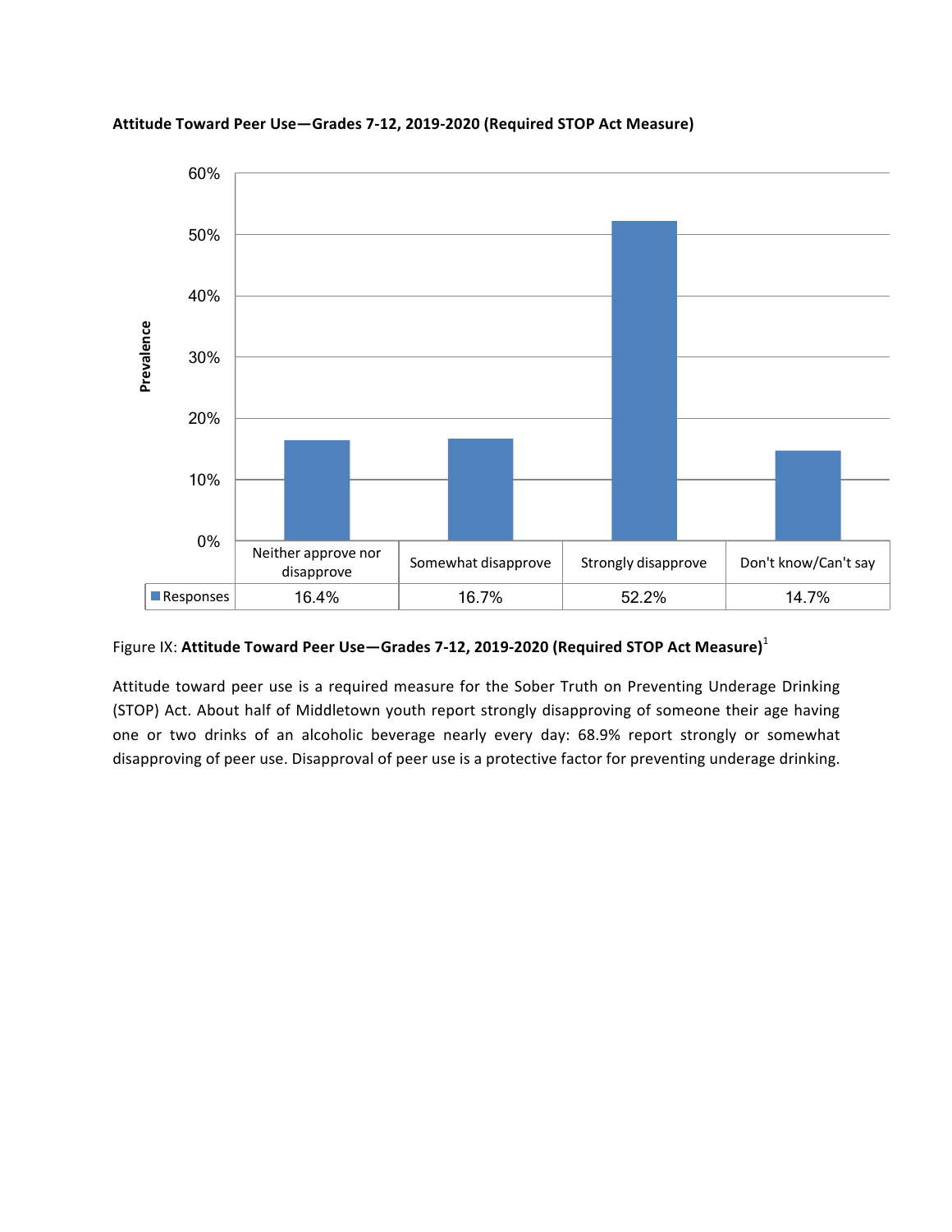**Attitude Toward Peer Use—Grades 7-12, 2019-2020 (Required STOP Act Measure)**

| | Neither approve nor disapprove | Somewhat disapprove | Strongly disapprove | Don't know/Can't say |
|---|---|---|---|---|
| Responses | 16.4% | 16.7% | 52.2% | 14.7% |

Figure IX: **Attitude Toward Peer Use—Grades 7-12, 2019-2020 (Required STOP Act Measure)**[1]

Attitude toward peer use is a required measure for the Sober Truth on Preventing Underage Drinking (STOP) Act. About half of Middletown youth report strongly disapproving of someone their age having one or two drinks of an alcoholic beverage nearly every day: 68.9% report strongly or somewhat disapproving of peer use. Disapproval of peer use is a protective factor for preventing underage drinking.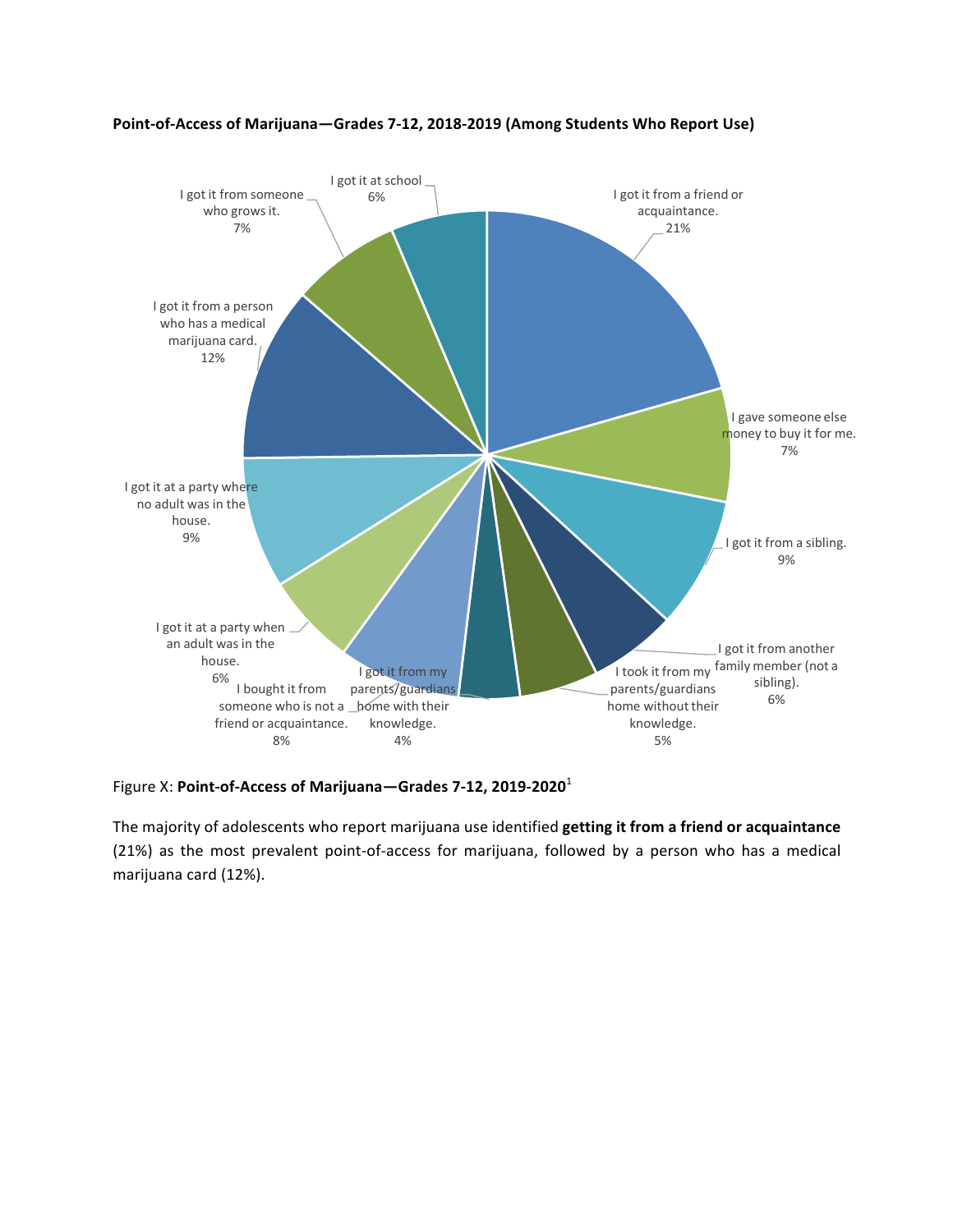**Point-of-Access of Marijuana—Grades 7-12, 2018-2019 (Among Students Who Report Use)**

I got it from a friend or acquaintance. 21%

I gave someone else money to buy it for me. 7%

I got it from a sibling. 9%

I got it from another family member (not a sibling). 6%

I took it from my parents/guardians home without their knowledge. 5%

I got it from my parents/guardians home with their knowledge. 4%

I bought it from someone who is not a friend or acquaintance. 8%

I got it at a party when an adult was in the house. 6%

I got it at a party where no adult was in the house. 9%

I got it from a person who has a medical marijuana card. 12%

I got it from someone who grows it. 7%

I got it at school 6%

Figure X: **Point-of-Access of Marijuana—Grades 7-12, 2019-2020**[1]

The majority of adolescents who report marijuana use identified **getting it from a friend or acquaintance** (21%) as the most prevalent point-of-access for marijuana, followed by a person who has a medical marijuana card (12%).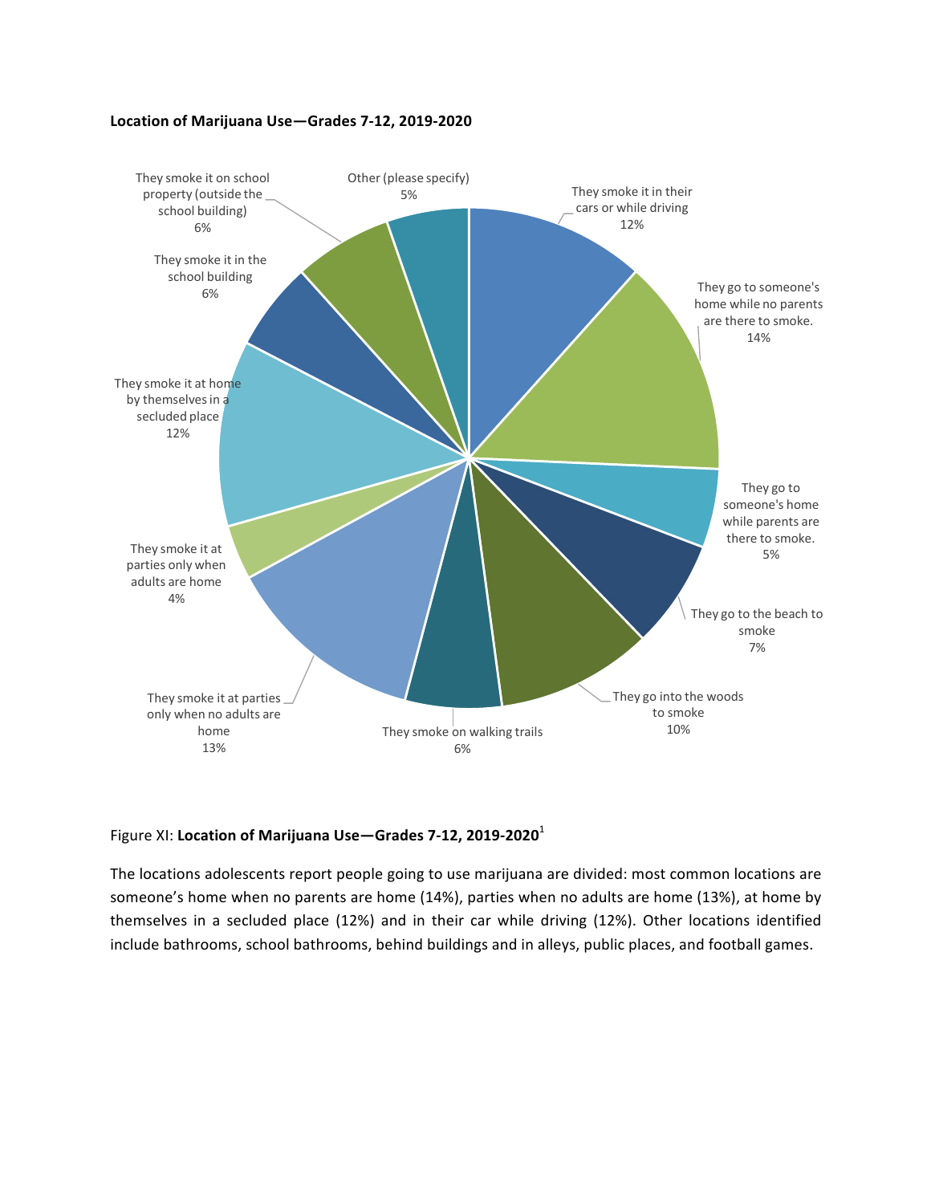**Location of Marijuana Use—Grades 7-12, 2019-2020**

| Location | Percent |
|---|---|
| They smoke it in their cars or while driving | 12% |
| They go to someone's home while no parents are there to smoke. | 14% |
| They go to someone's home while parents are there to smoke. | 5% |
| They go to the beach to smoke | 7% |
| They go into the woods to smoke | 10% |
| They smoke on walking trails | 6% |
| They smoke it at parties only when no adults are home | 13% |
| They smoke it at parties only when adults are home | 4% |
| They smoke it at home by themselves in a secluded place | 12% |
| They smoke it in the school building | 6% |
| They smoke it on school property (outside the school building) | 6% |
| Other (please specify) | 5% |

Figure XI: **Location of Marijuana Use—Grades 7-12, 2019-2020**[1]

The locations adolescents report people going to use marijuana are divided: most common locations are someone's home when no parents are home (14%), parties when no adults are home (13%), at home by themselves in a secluded place (12%) and in their car while driving (12%). Other locations identified include bathrooms, school bathrooms, behind buildings and in alleys, public places, and football games.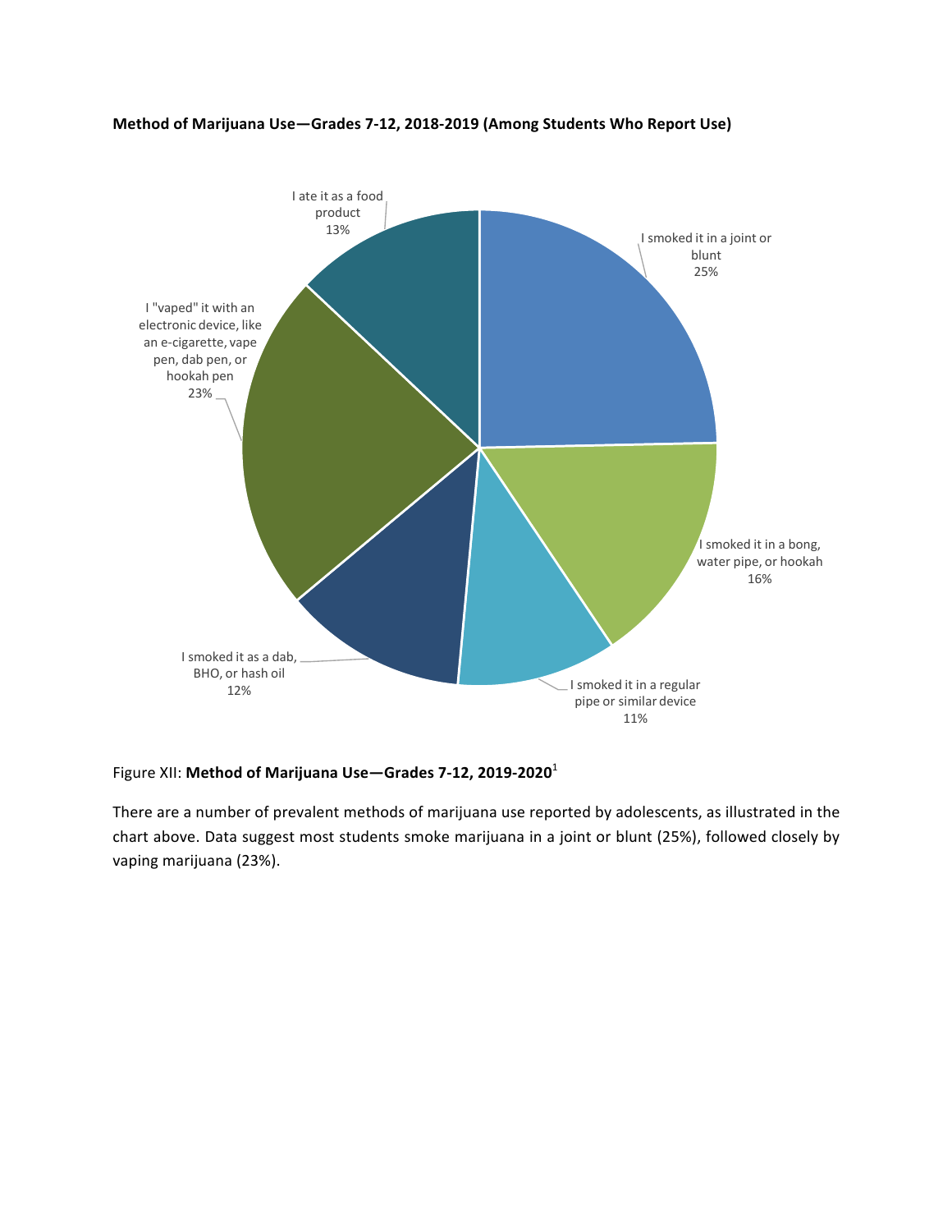**Method of Marijuana Use—Grades 7-12, 2018-2019 (Among Students Who Report Use)**

I ate it as a food product 13%

I smoked it in a joint or blunt 25%

I "vaped" it with an electronic device, like an e-cigarette, vape pen, dab pen, or hookah pen 23%

I smoked it in a bong, water pipe, or hookah 16%

I smoked it as a dab, BHO, or hash oil 12%

I smoked it in a regular pipe or similar device 11%

Figure XII: **Method of Marijuana Use—Grades 7-12, 2019-2020**[1]

There are a number of prevalent methods of marijuana use reported by adolescents, as illustrated in the chart above. Data suggest most students smoke marijuana in a joint or blunt (25%), followed closely by vaping marijuana (23%).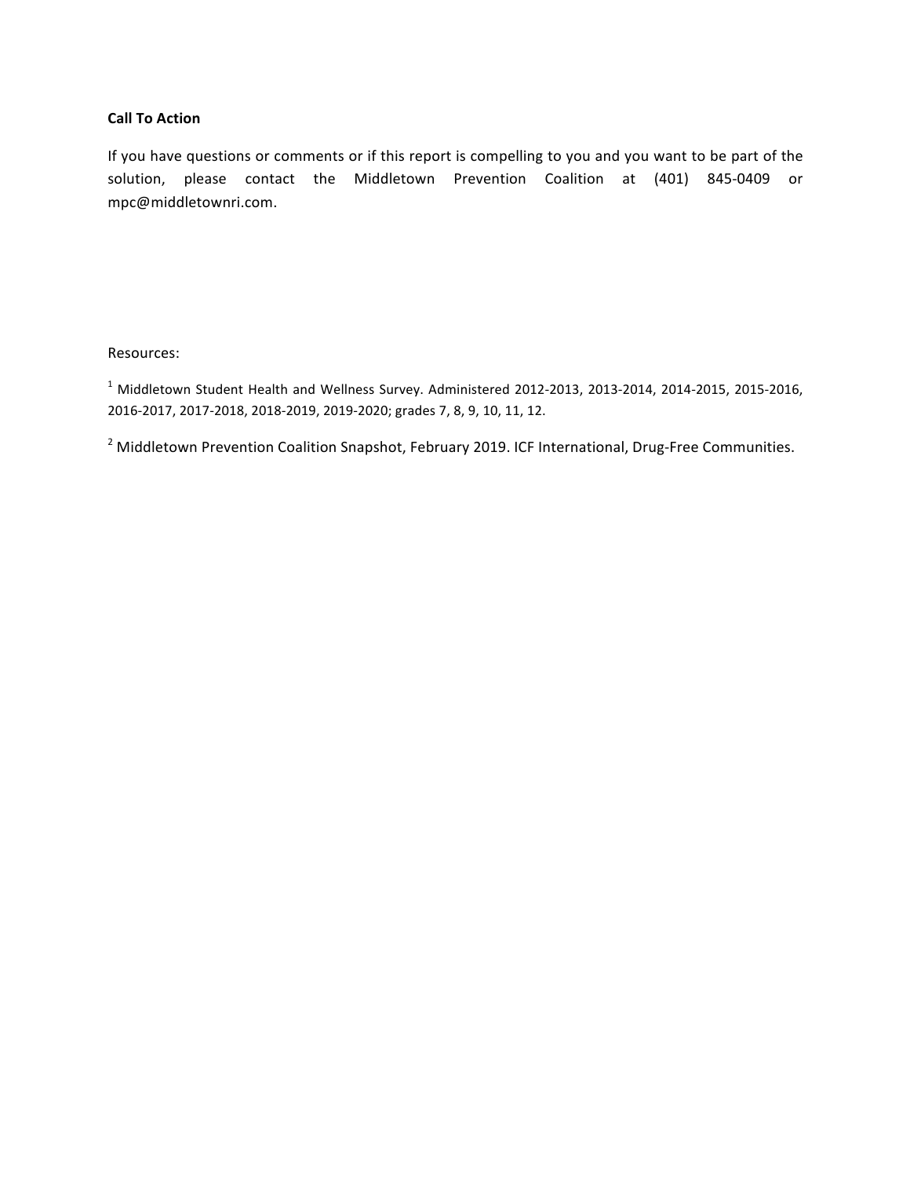**Call To Action**

If you have questions or comments or if this report is compelling to you and you want to be part of the solution, please contact the Middletown Prevention Coalition at (401) 845-0409 or mpc@middletownri.com.

Resources:

[1] Middletown Student Health and Wellness Survey. Administered 2012-2013, 2013-2014, 2014-2015, 2015-2016, 2016-2017, 2017-2018, 2018-2019, 2019-2020; grades 7, 8, 9, 10, 11, 12.

[2] Middletown Prevention Coalition Snapshot, February 2019. ICF International, Drug-Free Communities.